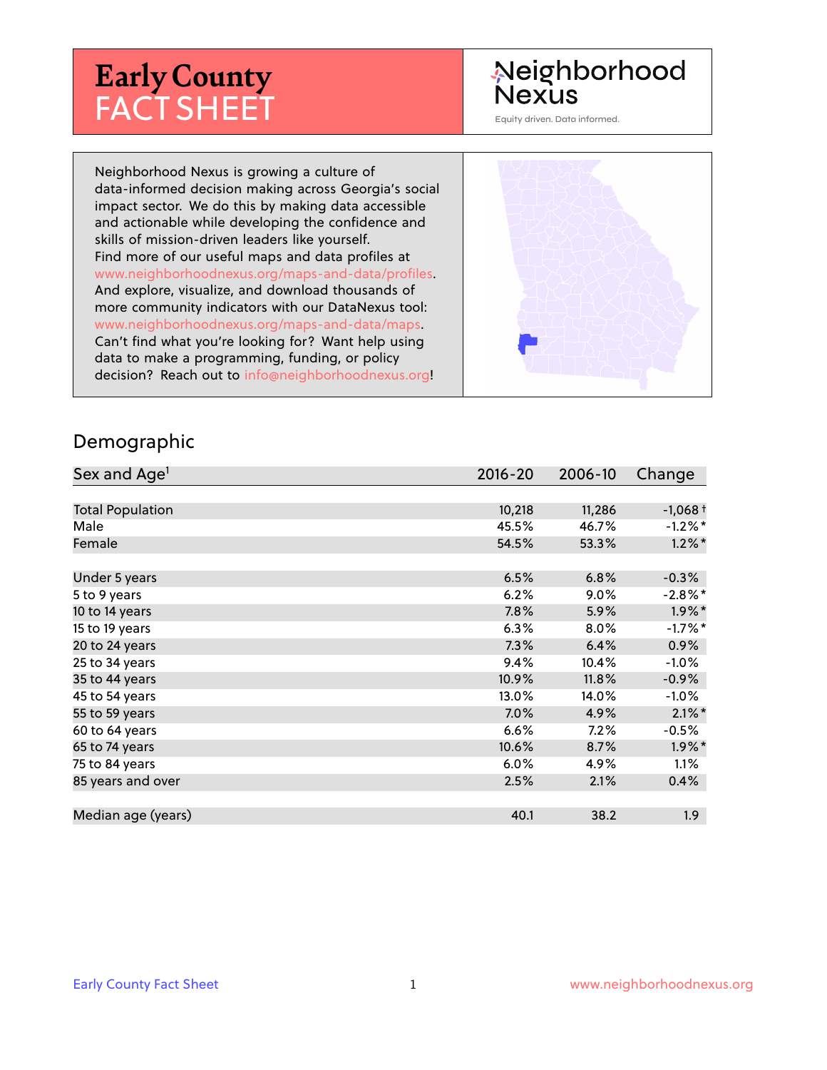# Early County FACT SHEET

Neighborhood Nexus

Equity driven. Data informed.

Neighborhood Nexus is growing a culture of data-informed decision making across Georgia's social impact sector. We do this by making data accessible and actionable while developing the confidence and skills of mission-driven leaders like yourself. Find more of our useful maps and data profiles at www.neighborhoodnexus.org/maps-and-data/profiles. And explore, visualize, and download thousands of more community indicators with our DataNexus tool: www.neighborhoodnexus.org/maps-and-data/maps. Can't find what you're looking for? Want help using data to make a programming, funding, or policy decision? Reach out to info@neighborhoodnexus.org!

## Demographic

| Sex and Age[1] | 2016-20 | 2006-10 | Change |
|---|---|---|---|
| Total Population | 10,218 | 11,286 | -1,068 † |
| Male | 45.5% | 46.7% | -1.2% * |
| Female | 54.5% | 53.3% | 1.2% * |
| | | | |
| Under 5 years | 6.5% | 6.8% | -0.3% |
| 5 to 9 years | 6.2% | 9.0% | -2.8% * |
| 10 to 14 years | 7.8% | 5.9% | 1.9% * |
| 15 to 19 years | 6.3% | 8.0% | -1.7% * |
| 20 to 24 years | 7.3% | 6.4% | 0.9% |
| 25 to 34 years | 9.4% | 10.4% | -1.0% |
| 35 to 44 years | 10.9% | 11.8% | -0.9% |
| 45 to 54 years | 13.0% | 14.0% | -1.0% |
| 55 to 59 years | 7.0% | 4.9% | 2.1% * |
| 60 to 64 years | 6.6% | 7.2% | -0.5% |
| 65 to 74 years | 10.6% | 8.7% | 1.9% * |
| 75 to 84 years | 6.0% | 4.9% | 1.1% |
| 85 years and over | 2.5% | 2.1% | 0.4% |
| | | | |
| Median age (years) | 40.1 | 38.2 | 1.9 |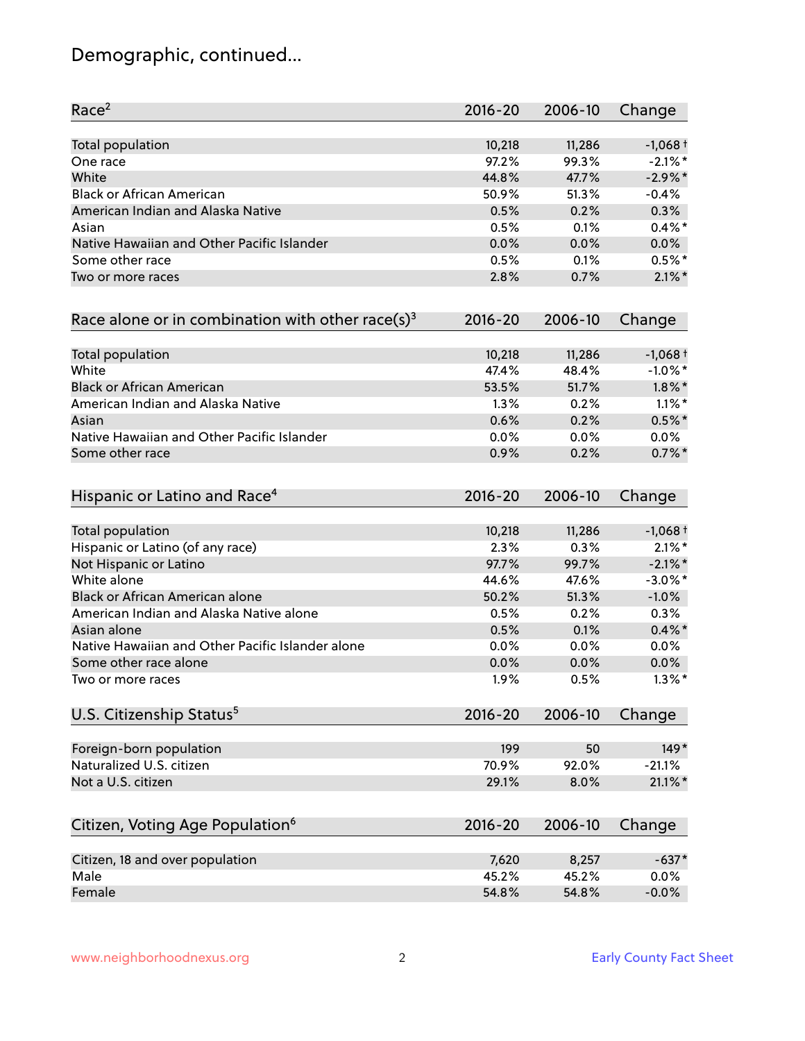# Demographic, continued...

| Race[2] | 2016-20 | 2006-10 | Change |
|---|---|---|---|
| Total population | 10,218 | 11,286 | -1,068 † |
| One race | 97.2% | 99.3% | -2.1% * |
| White | 44.8% | 47.7% | -2.9% * |
| Black or African American | 50.9% | 51.3% | -0.4% |
| American Indian and Alaska Native | 0.5% | 0.2% | 0.3% |
| Asian | 0.5% | 0.1% | 0.4% * |
| Native Hawaiian and Other Pacific Islander | 0.0% | 0.0% | 0.0% |
| Some other race | 0.5% | 0.1% | 0.5% * |
| Two or more races | 2.8% | 0.7% | 2.1% * |

| Race alone or in combination with other race(s)[3] | 2016-20 | 2006-10 | Change |
|---|---|---|---|
| Total population | 10,218 | 11,286 | -1,068 † |
| White | 47.4% | 48.4% | -1.0% * |
| Black or African American | 53.5% | 51.7% | 1.8% * |
| American Indian and Alaska Native | 1.3% | 0.2% | 1.1% * |
| Asian | 0.6% | 0.2% | 0.5% * |
| Native Hawaiian and Other Pacific Islander | 0.0% | 0.0% | 0.0% |
| Some other race | 0.9% | 0.2% | 0.7% * |

| Hispanic or Latino and Race[4] | 2016-20 | 2006-10 | Change |
|---|---|---|---|
| Total population | 10,218 | 11,286 | -1,068 † |
| Hispanic or Latino (of any race) | 2.3% | 0.3% | 2.1% * |
| Not Hispanic or Latino | 97.7% | 99.7% | -2.1% * |
| White alone | 44.6% | 47.6% | -3.0% * |
| Black or African American alone | 50.2% | 51.3% | -1.0% |
| American Indian and Alaska Native alone | 0.5% | 0.2% | 0.3% |
| Asian alone | 0.5% | 0.1% | 0.4% * |
| Native Hawaiian and Other Pacific Islander alone | 0.0% | 0.0% | 0.0% |
| Some other race alone | 0.0% | 0.0% | 0.0% |
| Two or more races | 1.9% | 0.5% | 1.3% * |

| U.S. Citizenship Status[5] | 2016-20 | 2006-10 | Change |
|---|---|---|---|
| Foreign-born population | 199 | 50 | 149 * |
| Naturalized U.S. citizen | 70.9% | 92.0% | -21.1% |
| Not a U.S. citizen | 29.1% | 8.0% | 21.1% * |

| Citizen, Voting Age Population[6] | 2016-20 | 2006-10 | Change |
|---|---|---|---|
| Citizen, 18 and over population | 7,620 | 8,257 | -637 * |
| Male | 45.2% | 45.2% | 0.0% |
| Female | 54.8% | 54.8% | -0.0% |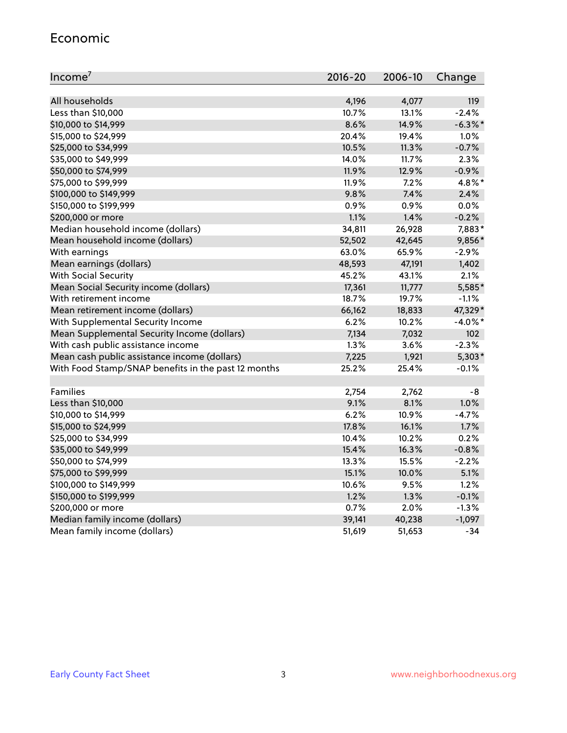## Economic

| Income[7] | 2016-20 | 2006-10 | Change |
|---|---|---|---|
| All households | 4,196 | 4,077 | 119 |
| Less than $10,000 | 10.7% | 13.1% | -2.4% |
| $10,000 to $14,999 | 8.6% | 14.9% | -6.3%* |
| $15,000 to $24,999 | 20.4% | 19.4% | 1.0% |
| $25,000 to $34,999 | 10.5% | 11.3% | -0.7% |
| $35,000 to $49,999 | 14.0% | 11.7% | 2.3% |
| $50,000 to $74,999 | 11.9% | 12.9% | -0.9% |
| $75,000 to $99,999 | 11.9% | 7.2% | 4.8%* |
| $100,000 to $149,999 | 9.8% | 7.4% | 2.4% |
| $150,000 to $199,999 | 0.9% | 0.9% | 0.0% |
| $200,000 or more | 1.1% | 1.4% | -0.2% |
| Median household income (dollars) | 34,811 | 26,928 | 7,883* |
| Mean household income (dollars) | 52,502 | 42,645 | 9,856* |
| With earnings | 63.0% | 65.9% | -2.9% |
| Mean earnings (dollars) | 48,593 | 47,191 | 1,402 |
| With Social Security | 45.2% | 43.1% | 2.1% |
| Mean Social Security income (dollars) | 17,361 | 11,777 | 5,585* |
| With retirement income | 18.7% | 19.7% | -1.1% |
| Mean retirement income (dollars) | 66,162 | 18,833 | 47,329* |
| With Supplemental Security Income | 6.2% | 10.2% | -4.0%* |
| Mean Supplemental Security Income (dollars) | 7,134 | 7,032 | 102 |
| With cash public assistance income | 1.3% | 3.6% | -2.3% |
| Mean cash public assistance income (dollars) | 7,225 | 1,921 | 5,303* |
| With Food Stamp/SNAP benefits in the past 12 months | 25.2% | 25.4% | -0.1% |
| | | | |
| Families | 2,754 | 2,762 | -8 |
| Less than $10,000 | 9.1% | 8.1% | 1.0% |
| $10,000 to $14,999 | 6.2% | 10.9% | -4.7% |
| $15,000 to $24,999 | 17.8% | 16.1% | 1.7% |
| $25,000 to $34,999 | 10.4% | 10.2% | 0.2% |
| $35,000 to $49,999 | 15.4% | 16.3% | -0.8% |
| $50,000 to $74,999 | 13.3% | 15.5% | -2.2% |
| $75,000 to $99,999 | 15.1% | 10.0% | 5.1% |
| $100,000 to $149,999 | 10.6% | 9.5% | 1.2% |
| $150,000 to $199,999 | 1.2% | 1.3% | -0.1% |
| $200,000 or more | 0.7% | 2.0% | -1.3% |
| Median family income (dollars) | 39,141 | 40,238 | -1,097 |
| Mean family income (dollars) | 51,619 | 51,653 | -34 |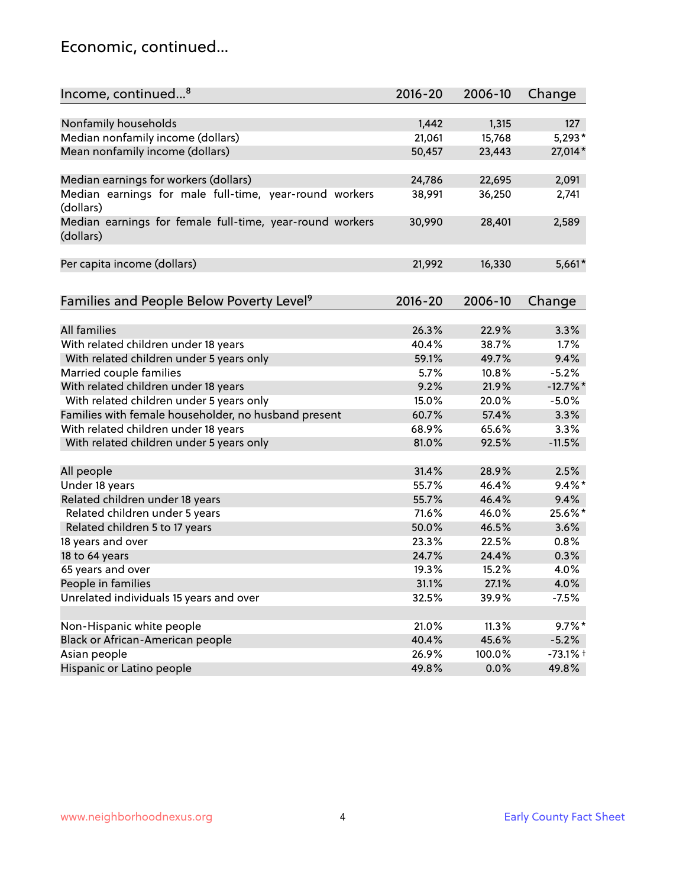## Economic, continued...

| Income, continued...[8] | 2016-20 | 2006-10 | Change |
|---|---|---|---|
| Nonfamily households | 1,442 | 1,315 | 127 |
| Median nonfamily income (dollars) | 21,061 | 15,768 | 5,293* |
| Mean nonfamily income (dollars) | 50,457 | 23,443 | 27,014* |
| Median earnings for workers (dollars) | 24,786 | 22,695 | 2,091 |
| Median earnings for male full-time, year-round workers (dollars) | 38,991 | 36,250 | 2,741 |
| Median earnings for female full-time, year-round workers (dollars) | 30,990 | 28,401 | 2,589 |
| Per capita income (dollars) | 21,992 | 16,330 | 5,661* |

| Families and People Below Poverty Level[9] | 2016-20 | 2006-10 | Change |
|---|---|---|---|
| All families | 26.3% | 22.9% | 3.3% |
| With related children under 18 years | 40.4% | 38.7% | 1.7% |
| With related children under 5 years only | 59.1% | 49.7% | 9.4% |
| Married couple families | 5.7% | 10.8% | -5.2% |
| With related children under 18 years | 9.2% | 21.9% | -12.7%* |
| With related children under 5 years only | 15.0% | 20.0% | -5.0% |
| Families with female householder, no husband present | 60.7% | 57.4% | 3.3% |
| With related children under 18 years | 68.9% | 65.6% | 3.3% |
| With related children under 5 years only | 81.0% | 92.5% | -11.5% |
| All people | 31.4% | 28.9% | 2.5% |
| Under 18 years | 55.7% | 46.4% | 9.4%* |
| Related children under 18 years | 55.7% | 46.4% | 9.4% |
| Related children under 5 years | 71.6% | 46.0% | 25.6%* |
| Related children 5 to 17 years | 50.0% | 46.5% | 3.6% |
| 18 years and over | 23.3% | 22.5% | 0.8% |
| 18 to 64 years | 24.7% | 24.4% | 0.3% |
| 65 years and over | 19.3% | 15.2% | 4.0% |
| People in families | 31.1% | 27.1% | 4.0% |
| Unrelated individuals 15 years and over | 32.5% | 39.9% | -7.5% |
| Non-Hispanic white people | 21.0% | 11.3% | 9.7%* |
| Black or African-American people | 40.4% | 45.6% | -5.2% |
| Asian people | 26.9% | 100.0% | -73.1% † |
| Hispanic or Latino people | 49.8% | 0.0% | 49.8% |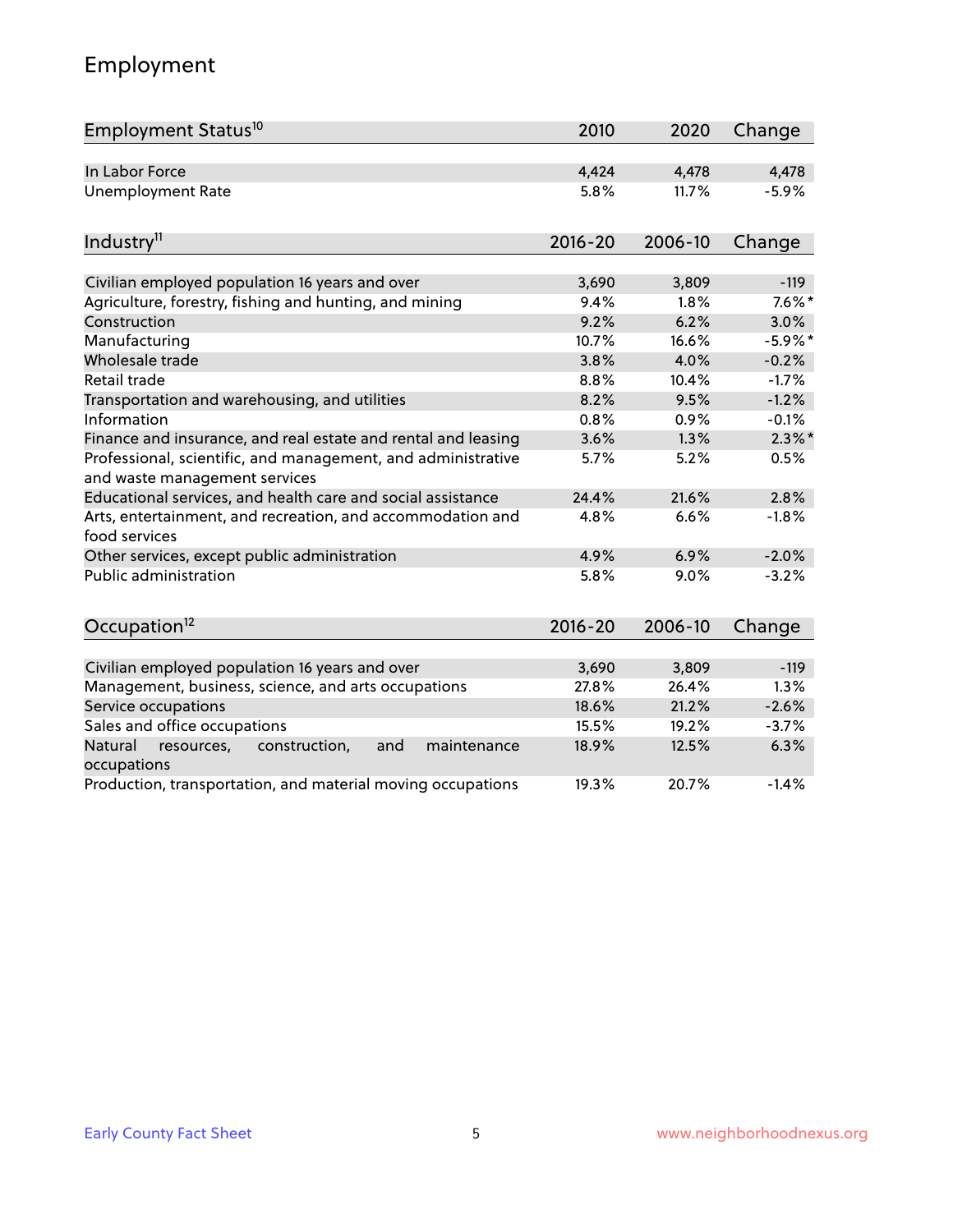# Employment

| Employment Status[10] | 2010 | 2020 | Change |
|---|---|---|---|
| In Labor Force | 4,424 | 4,478 | 4,478 |
| Unemployment Rate | 5.8% | 11.7% | -5.9% |

| Industry[11] | 2016-20 | 2006-10 | Change |
|---|---|---|---|
| Civilian employed population 16 years and over | 3,690 | 3,809 | -119 |
| Agriculture, forestry, fishing and hunting, and mining | 9.4% | 1.8% | 7.6%* |
| Construction | 9.2% | 6.2% | 3.0% |
| Manufacturing | 10.7% | 16.6% | -5.9%* |
| Wholesale trade | 3.8% | 4.0% | -0.2% |
| Retail trade | 8.8% | 10.4% | -1.7% |
| Transportation and warehousing, and utilities | 8.2% | 9.5% | -1.2% |
| Information | 0.8% | 0.9% | -0.1% |
| Finance and insurance, and real estate and rental and leasing | 3.6% | 1.3% | 2.3%* |
| Professional, scientific, and management, and administrative and waste management services | 5.7% | 5.2% | 0.5% |
| Educational services, and health care and social assistance | 24.4% | 21.6% | 2.8% |
| Arts, entertainment, and recreation, and accommodation and food services | 4.8% | 6.6% | -1.8% |
| Other services, except public administration | 4.9% | 6.9% | -2.0% |
| Public administration | 5.8% | 9.0% | -3.2% |

| Occupation[12] | 2016-20 | 2006-10 | Change |
|---|---|---|---|
| Civilian employed population 16 years and over | 3,690 | 3,809 | -119 |
| Management, business, science, and arts occupations | 27.8% | 26.4% | 1.3% |
| Service occupations | 18.6% | 21.2% | -2.6% |
| Sales and office occupations | 15.5% | 19.2% | -3.7% |
| Natural resources, construction, and maintenance occupations | 18.9% | 12.5% | 6.3% |
| Production, transportation, and material moving occupations | 19.3% | 20.7% | -1.4% |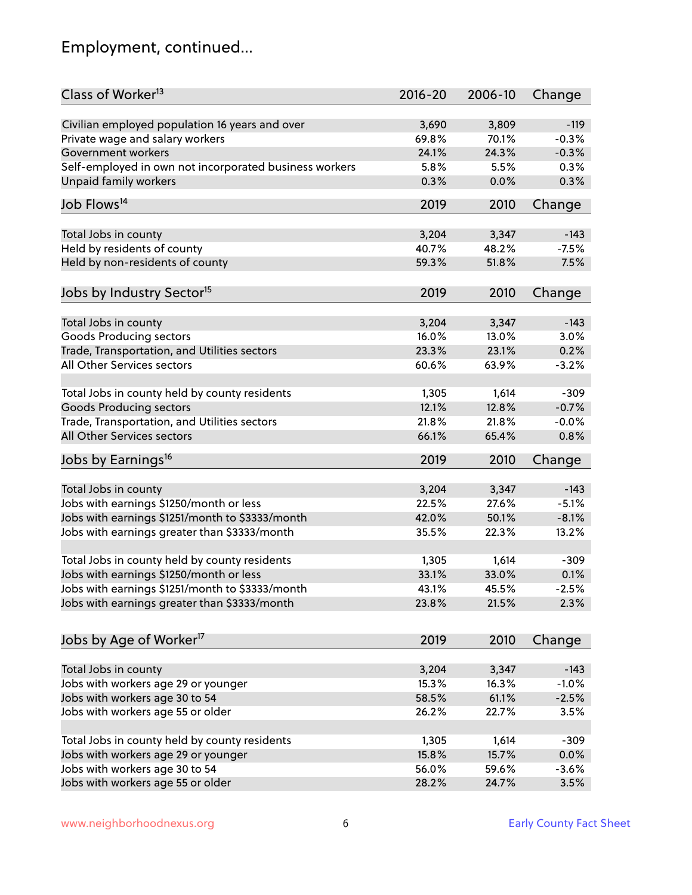# Employment, continued...

| Class of Worker[13] | 2016-20 | 2006-10 | Change |
|---|---|---|---|
| Civilian employed population 16 years and over | 3,690 | 3,809 | -119 |
| Private wage and salary workers | 69.8% | 70.1% | -0.3% |
| Government workers | 24.1% | 24.3% | -0.3% |
| Self-employed in own not incorporated business workers | 5.8% | 5.5% | 0.3% |
| Unpaid family workers | 0.3% | 0.0% | 0.3% |

| Job Flows[14] | 2019 | 2010 | Change |
|---|---|---|---|
| Total Jobs in county | 3,204 | 3,347 | -143 |
| Held by residents of county | 40.7% | 48.2% | -7.5% |
| Held by non-residents of county | 59.3% | 51.8% | 7.5% |

| Jobs by Industry Sector[15] | 2019 | 2010 | Change |
|---|---|---|---|
| Total Jobs in county | 3,204 | 3,347 | -143 |
| Goods Producing sectors | 16.0% | 13.0% | 3.0% |
| Trade, Transportation, and Utilities sectors | 23.3% | 23.1% | 0.2% |
| All Other Services sectors | 60.6% | 63.9% | -3.2% |
| | | | |
| Total Jobs in county held by county residents | 1,305 | 1,614 | -309 |
| Goods Producing sectors | 12.1% | 12.8% | -0.7% |
| Trade, Transportation, and Utilities sectors | 21.8% | 21.8% | -0.0% |
| All Other Services sectors | 66.1% | 65.4% | 0.8% |

| Jobs by Earnings[16] | 2019 | 2010 | Change |
|---|---|---|---|
| Total Jobs in county | 3,204 | 3,347 | -143 |
| Jobs with earnings $1250/month or less | 22.5% | 27.6% | -5.1% |
| Jobs with earnings $1251/month to $3333/month | 42.0% | 50.1% | -8.1% |
| Jobs with earnings greater than $3333/month | 35.5% | 22.3% | 13.2% |
| | | | |
| Total Jobs in county held by county residents | 1,305 | 1,614 | -309 |
| Jobs with earnings $1250/month or less | 33.1% | 33.0% | 0.1% |
| Jobs with earnings $1251/month to $3333/month | 43.1% | 45.5% | -2.5% |
| Jobs with earnings greater than $3333/month | 23.8% | 21.5% | 2.3% |

| Jobs by Age of Worker[17] | 2019 | 2010 | Change |
|---|---|---|---|
| Total Jobs in county | 3,204 | 3,347 | -143 |
| Jobs with workers age 29 or younger | 15.3% | 16.3% | -1.0% |
| Jobs with workers age 30 to 54 | 58.5% | 61.1% | -2.5% |
| Jobs with workers age 55 or older | 26.2% | 22.7% | 3.5% |
| | | | |
| Total Jobs in county held by county residents | 1,305 | 1,614 | -309 |
| Jobs with workers age 29 or younger | 15.8% | 15.7% | 0.0% |
| Jobs with workers age 30 to 54 | 56.0% | 59.6% | -3.6% |
| Jobs with workers age 55 or older | 28.2% | 24.7% | 3.5% |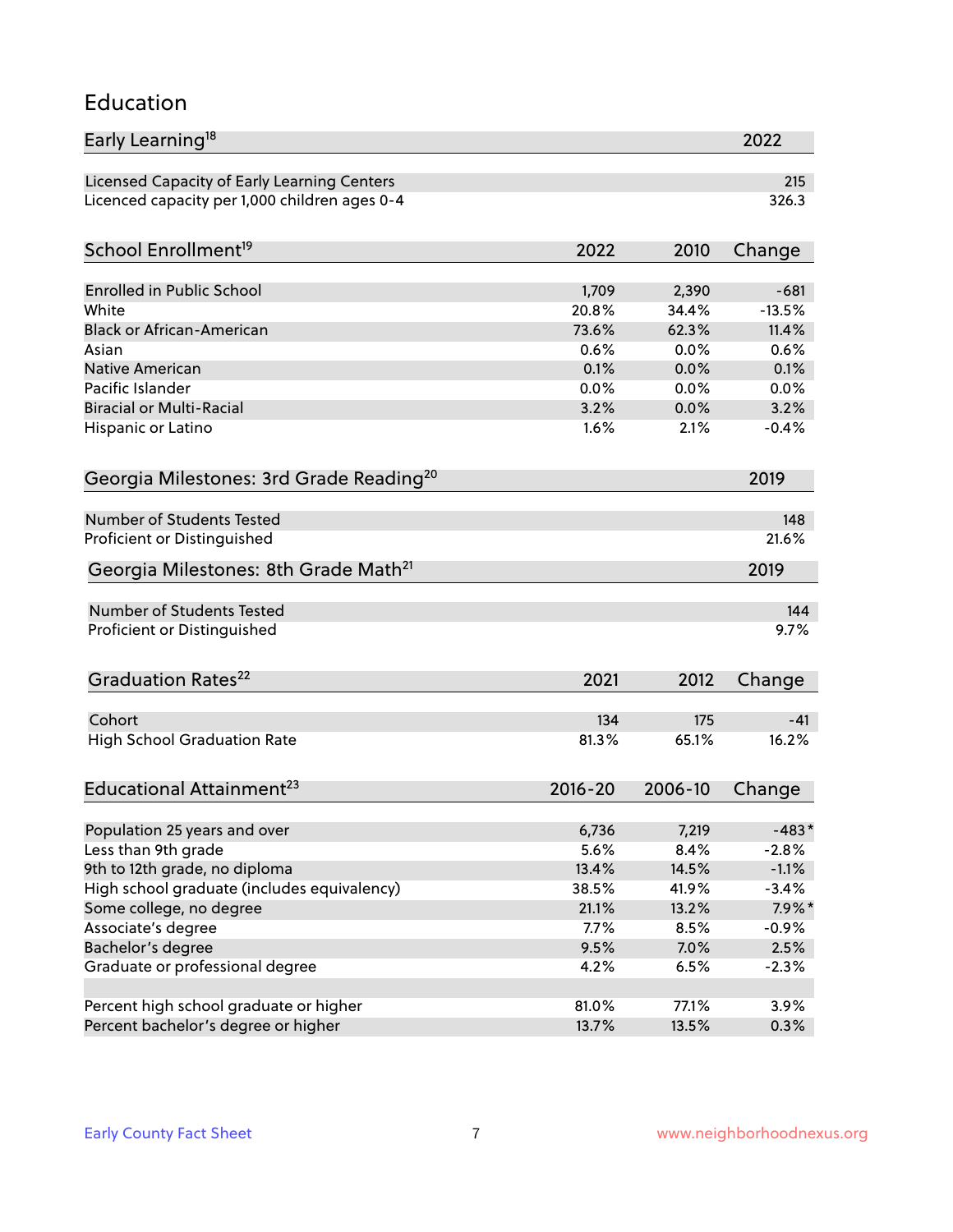# Education

| Early Learning[18] | 2022 |
|---|---|
| Licensed Capacity of Early Learning Centers | 215 |
| Licenced capacity per 1,000 children ages 0-4 | 326.3 |

| School Enrollment[19] | 2022 | 2010 | Change |
|---|---|---|---|
| Enrolled in Public School | 1,709 | 2,390 | -681 |
| White | 20.8% | 34.4% | -13.5% |
| Black or African-American | 73.6% | 62.3% | 11.4% |
| Asian | 0.6% | 0.0% | 0.6% |
| Native American | 0.1% | 0.0% | 0.1% |
| Pacific Islander | 0.0% | 0.0% | 0.0% |
| Biracial or Multi-Racial | 3.2% | 0.0% | 3.2% |
| Hispanic or Latino | 1.6% | 2.1% | -0.4% |

| Georgia Milestones: 3rd Grade Reading[20] | 2019 |
|---|---|
| Number of Students Tested | 148 |
| Proficient or Distinguished | 21.6% |

| Georgia Milestones: 8th Grade Math[21] | 2019 |
|---|---|
| Number of Students Tested | 144 |
| Proficient or Distinguished | 9.7% |

| Graduation Rates[22] | 2021 | 2012 | Change |
|---|---|---|---|
| Cohort | 134 | 175 | -41 |
| High School Graduation Rate | 81.3% | 65.1% | 16.2% |

| Educational Attainment[23] | 2016-20 | 2006-10 | Change |
|---|---|---|---|
| Population 25 years and over | 6,736 | 7,219 | -483* |
| Less than 9th grade | 5.6% | 8.4% | -2.8% |
| 9th to 12th grade, no diploma | 13.4% | 14.5% | -1.1% |
| High school graduate (includes equivalency) | 38.5% | 41.9% | -3.4% |
| Some college, no degree | 21.1% | 13.2% | 7.9%* |
| Associate's degree | 7.7% | 8.5% | -0.9% |
| Bachelor's degree | 9.5% | 7.0% | 2.5% |
| Graduate or professional degree | 4.2% | 6.5% | -2.3% |
| | | | |
| Percent high school graduate or higher | 81.0% | 77.1% | 3.9% |
| Percent bachelor's degree or higher | 13.7% | 13.5% | 0.3% |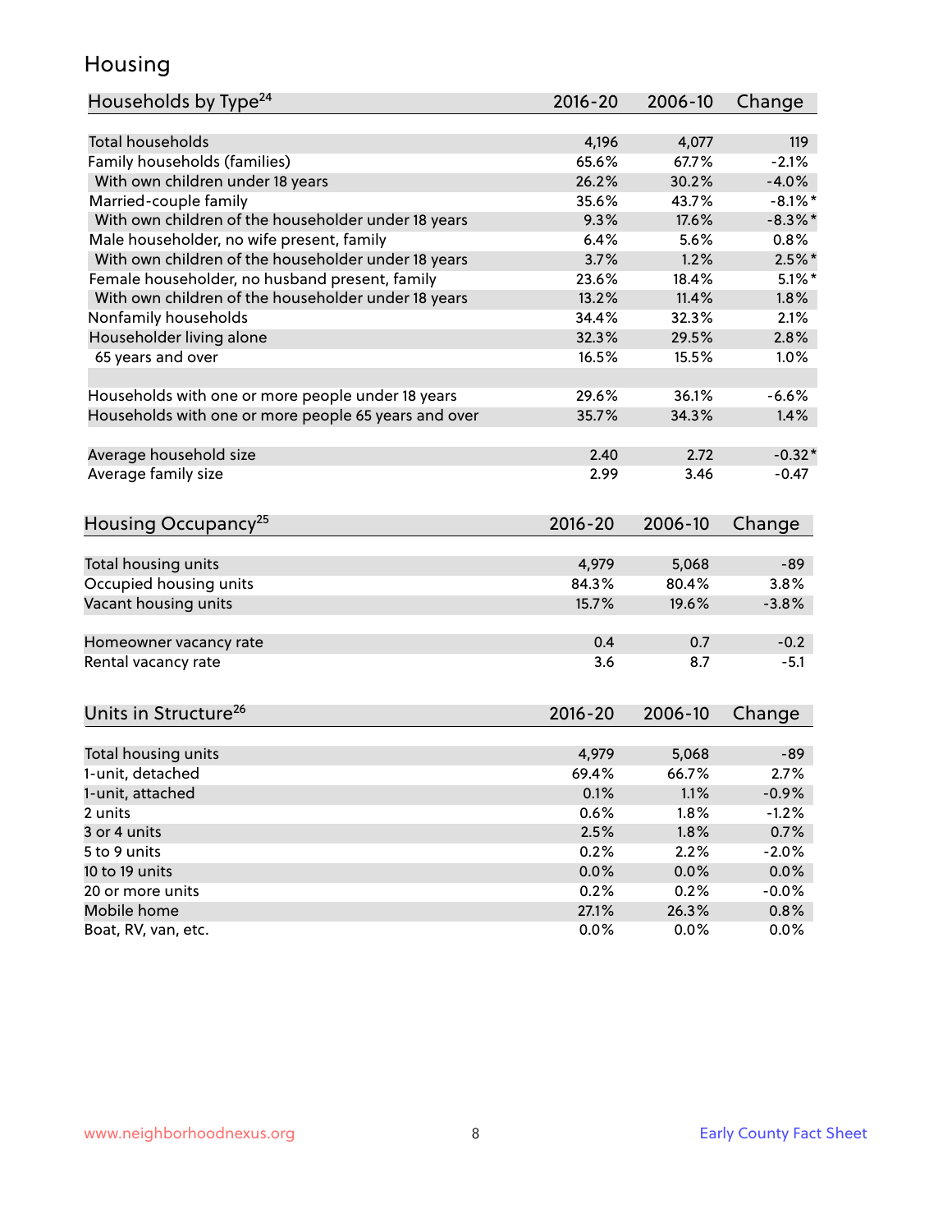# Housing

| Households by Type[24] | 2016-20 | 2006-10 | Change |
|---|---|---|---|
| Total households | 4,196 | 4,077 | 119 |
| Family households (families) | 65.6% | 67.7% | -2.1% |
| With own children under 18 years | 26.2% | 30.2% | -4.0% |
| Married-couple family | 35.6% | 43.7% | -8.1%* |
| With own children of the householder under 18 years | 9.3% | 17.6% | -8.3%* |
| Male householder, no wife present, family | 6.4% | 5.6% | 0.8% |
| With own children of the householder under 18 years | 3.7% | 1.2% | 2.5%* |
| Female householder, no husband present, family | 23.6% | 18.4% | 5.1%* |
| With own children of the householder under 18 years | 13.2% | 11.4% | 1.8% |
| Nonfamily households | 34.4% | 32.3% | 2.1% |
| Householder living alone | 32.3% | 29.5% | 2.8% |
| 65 years and over | 16.5% | 15.5% | 1.0% |
| | | | |
| Households with one or more people under 18 years | 29.6% | 36.1% | -6.6% |
| Households with one or more people 65 years and over | 35.7% | 34.3% | 1.4% |
| | | | |
| Average household size | 2.40 | 2.72 | -0.32* |
| Average family size | 2.99 | 3.46 | -0.47 |

| Housing Occupancy[25] | 2016-20 | 2006-10 | Change |
|---|---|---|---|
| Total housing units | 4,979 | 5,068 | -89 |
| Occupied housing units | 84.3% | 80.4% | 3.8% |
| Vacant housing units | 15.7% | 19.6% | -3.8% |
| | | | |
| Homeowner vacancy rate | 0.4 | 0.7 | -0.2 |
| Rental vacancy rate | 3.6 | 8.7 | -5.1 |

| Units in Structure[26] | 2016-20 | 2006-10 | Change |
|---|---|---|---|
| Total housing units | 4,979 | 5,068 | -89 |
| 1-unit, detached | 69.4% | 66.7% | 2.7% |
| 1-unit, attached | 0.1% | 1.1% | -0.9% |
| 2 units | 0.6% | 1.8% | -1.2% |
| 3 or 4 units | 2.5% | 1.8% | 0.7% |
| 5 to 9 units | 0.2% | 2.2% | -2.0% |
| 10 to 19 units | 0.0% | 0.0% | 0.0% |
| 20 or more units | 0.2% | 0.2% | -0.0% |
| Mobile home | 27.1% | 26.3% | 0.8% |
| Boat, RV, van, etc. | 0.0% | 0.0% | 0.0% |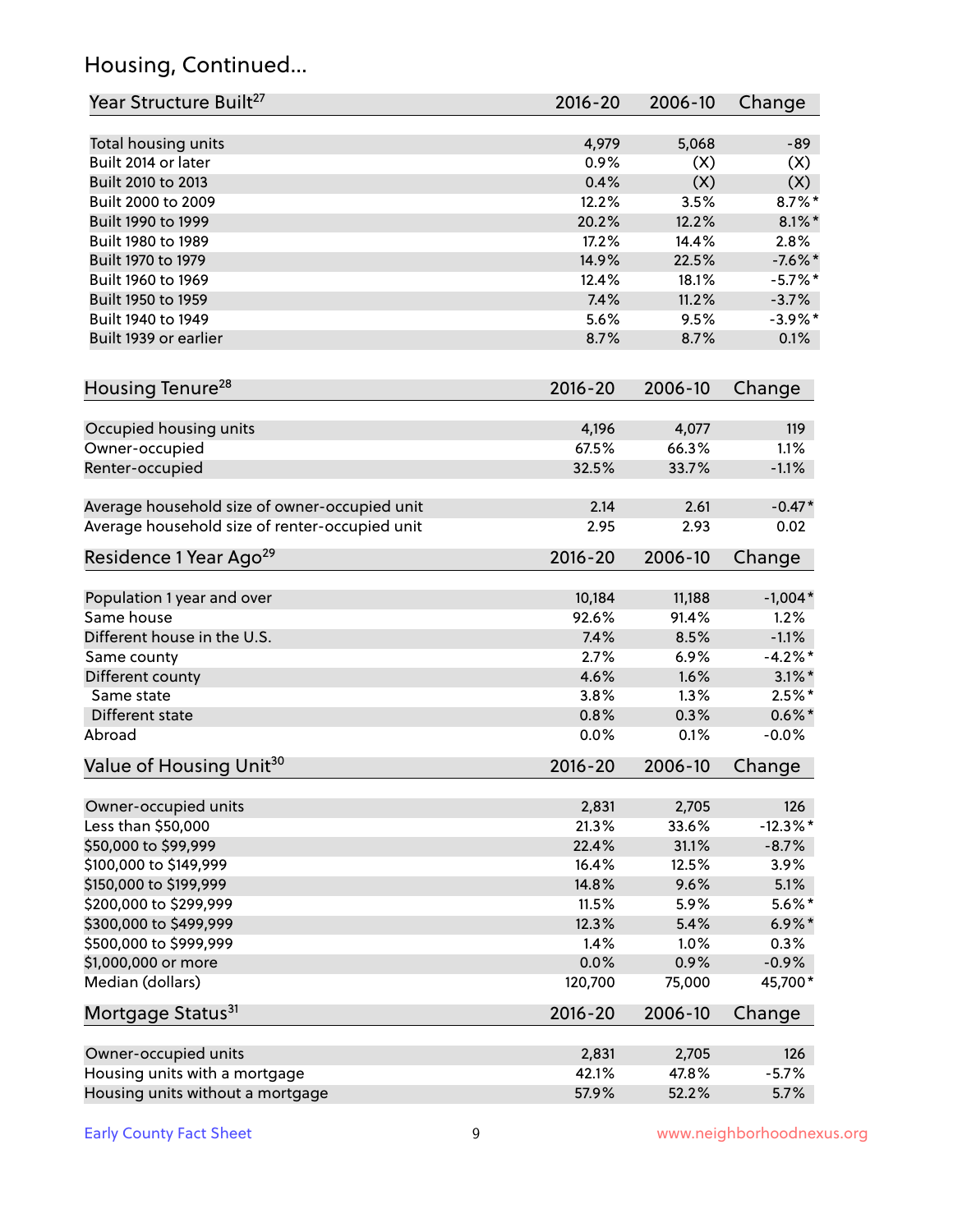## Housing, Continued...

| Year Structure Built[27] | 2016-20 | 2006-10 | Change |
|---|---|---|---|
| Total housing units | 4,979 | 5,068 | -89 |
| Built 2014 or later | 0.9% | (X) | (X) |
| Built 2010 to 2013 | 0.4% | (X) | (X) |
| Built 2000 to 2009 | 12.2% | 3.5% | 8.7%* |
| Built 1990 to 1999 | 20.2% | 12.2% | 8.1%* |
| Built 1980 to 1989 | 17.2% | 14.4% | 2.8% |
| Built 1970 to 1979 | 14.9% | 22.5% | -7.6%* |
| Built 1960 to 1969 | 12.4% | 18.1% | -5.7%* |
| Built 1950 to 1959 | 7.4% | 11.2% | -3.7% |
| Built 1940 to 1949 | 5.6% | 9.5% | -3.9%* |
| Built 1939 or earlier | 8.7% | 8.7% | 0.1% |

| Housing Tenure[28] | 2016-20 | 2006-10 | Change |
|---|---|---|---|
| Occupied housing units | 4,196 | 4,077 | 119 |
| Owner-occupied | 67.5% | 66.3% | 1.1% |
| Renter-occupied | 32.5% | 33.7% | -1.1% |
| Average household size of owner-occupied unit | 2.14 | 2.61 | -0.47* |
| Average household size of renter-occupied unit | 2.95 | 2.93 | 0.02 |

| Residence 1 Year Ago[29] | 2016-20 | 2006-10 | Change |
|---|---|---|---|
| Population 1 year and over | 10,184 | 11,188 | -1,004* |
| Same house | 92.6% | 91.4% | 1.2% |
| Different house in the U.S. | 7.4% | 8.5% | -1.1% |
| Same county | 2.7% | 6.9% | -4.2%* |
| Different county | 4.6% | 1.6% | 3.1%* |
| Same state | 3.8% | 1.3% | 2.5%* |
| Different state | 0.8% | 0.3% | 0.6%* |
| Abroad | 0.0% | 0.1% | -0.0% |

| Value of Housing Unit[30] | 2016-20 | 2006-10 | Change |
|---|---|---|---|
| Owner-occupied units | 2,831 | 2,705 | 126 |
| Less than $50,000 | 21.3% | 33.6% | -12.3%* |
| $50,000 to $99,999 | 22.4% | 31.1% | -8.7% |
| $100,000 to $149,999 | 16.4% | 12.5% | 3.9% |
| $150,000 to $199,999 | 14.8% | 9.6% | 5.1% |
| $200,000 to $299,999 | 11.5% | 5.9% | 5.6%* |
| $300,000 to $499,999 | 12.3% | 5.4% | 6.9%* |
| $500,000 to $999,999 | 1.4% | 1.0% | 0.3% |
| $1,000,000 or more | 0.0% | 0.9% | -0.9% |
| Median (dollars) | 120,700 | 75,000 | 45,700* |

| Mortgage Status[31] | 2016-20 | 2006-10 | Change |
|---|---|---|---|
| Owner-occupied units | 2,831 | 2,705 | 126 |
| Housing units with a mortgage | 42.1% | 47.8% | -5.7% |
| Housing units without a mortgage | 57.9% | 52.2% | 5.7% |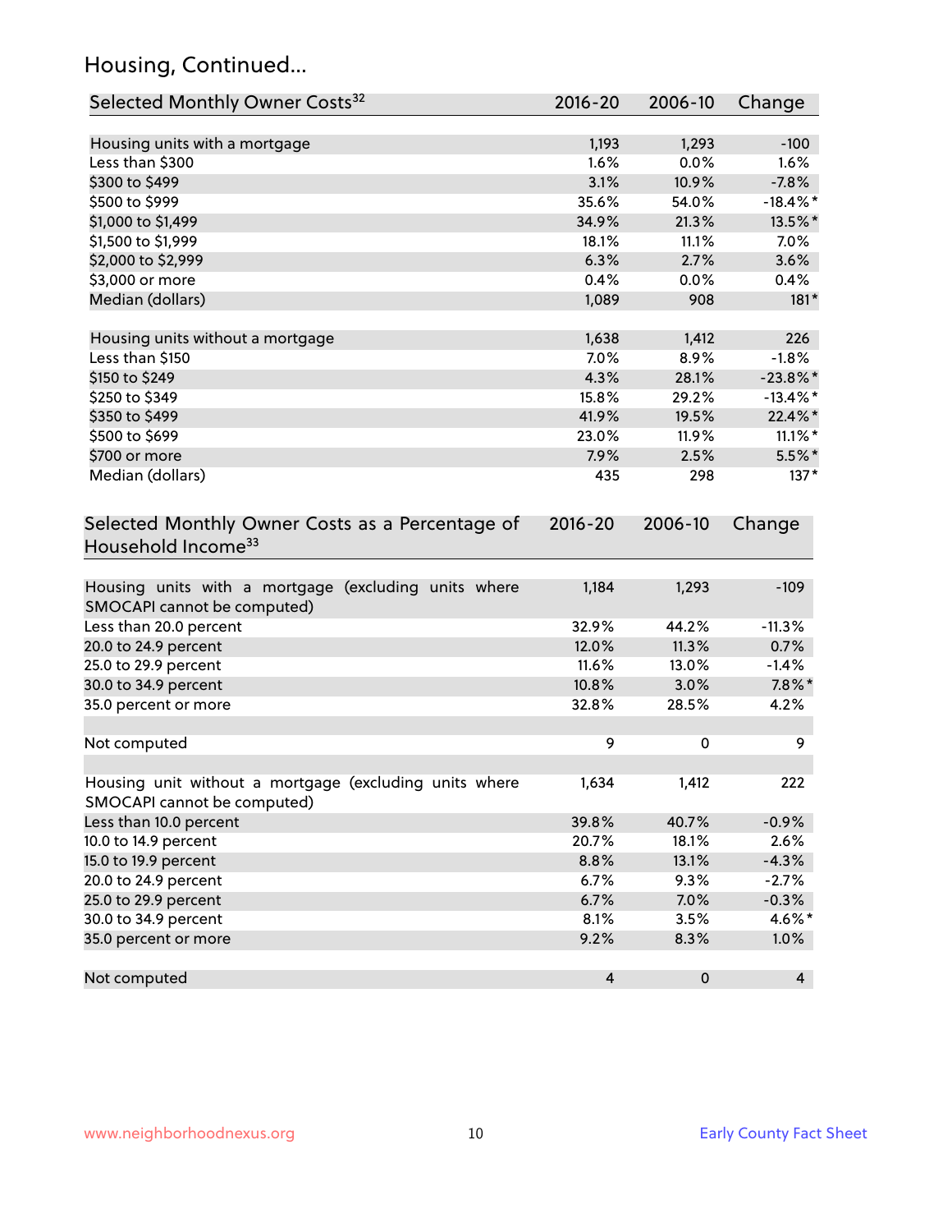## Housing, Continued...

| Selected Monthly Owner Costs[32] | 2016-20 | 2006-10 | Change |
|---|---|---|---|
| Housing units with a mortgage | 1,193 | 1,293 | -100 |
| Less than $300 | 1.6% | 0.0% | 1.6% |
| $300 to $499 | 3.1% | 10.9% | -7.8% |
| $500 to $999 | 35.6% | 54.0% | -18.4%* |
| $1,000 to $1,499 | 34.9% | 21.3% | 13.5%* |
| $1,500 to $1,999 | 18.1% | 11.1% | 7.0% |
| $2,000 to $2,999 | 6.3% | 2.7% | 3.6% |
| $3,000 or more | 0.4% | 0.0% | 0.4% |
| Median (dollars) | 1,089 | 908 | 181* |
| | | | |
| Housing units without a mortgage | 1,638 | 1,412 | 226 |
| Less than $150 | 7.0% | 8.9% | -1.8% |
| $150 to $249 | 4.3% | 28.1% | -23.8%* |
| $250 to $349 | 15.8% | 29.2% | -13.4%* |
| $350 to $499 | 41.9% | 19.5% | 22.4%* |
| $500 to $699 | 23.0% | 11.9% | 11.1%* |
| $700 or more | 7.9% | 2.5% | 5.5%* |
| Median (dollars) | 435 | 298 | 137* |

| Selected Monthly Owner Costs as a Percentage of Household Income[33] | 2016-20 | 2006-10 | Change |
|---|---|---|---|
| Housing units with a mortgage (excluding units where SMOCAPI cannot be computed) | 1,184 | 1,293 | -109 |
| Less than 20.0 percent | 32.9% | 44.2% | -11.3% |
| 20.0 to 24.9 percent | 12.0% | 11.3% | 0.7% |
| 25.0 to 29.9 percent | 11.6% | 13.0% | -1.4% |
| 30.0 to 34.9 percent | 10.8% | 3.0% | 7.8%* |
| 35.0 percent or more | 32.8% | 28.5% | 4.2% |
| | | | |
| Not computed | 9 | 0 | 9 |
| | | | |
| Housing unit without a mortgage (excluding units where SMOCAPI cannot be computed) | 1,634 | 1,412 | 222 |
| Less than 10.0 percent | 39.8% | 40.7% | -0.9% |
| 10.0 to 14.9 percent | 20.7% | 18.1% | 2.6% |
| 15.0 to 19.9 percent | 8.8% | 13.1% | -4.3% |
| 20.0 to 24.9 percent | 6.7% | 9.3% | -2.7% |
| 25.0 to 29.9 percent | 6.7% | 7.0% | -0.3% |
| 30.0 to 34.9 percent | 8.1% | 3.5% | 4.6%* |
| 35.0 percent or more | 9.2% | 8.3% | 1.0% |
| | | | |
| Not computed | 4 | 0 | 4 |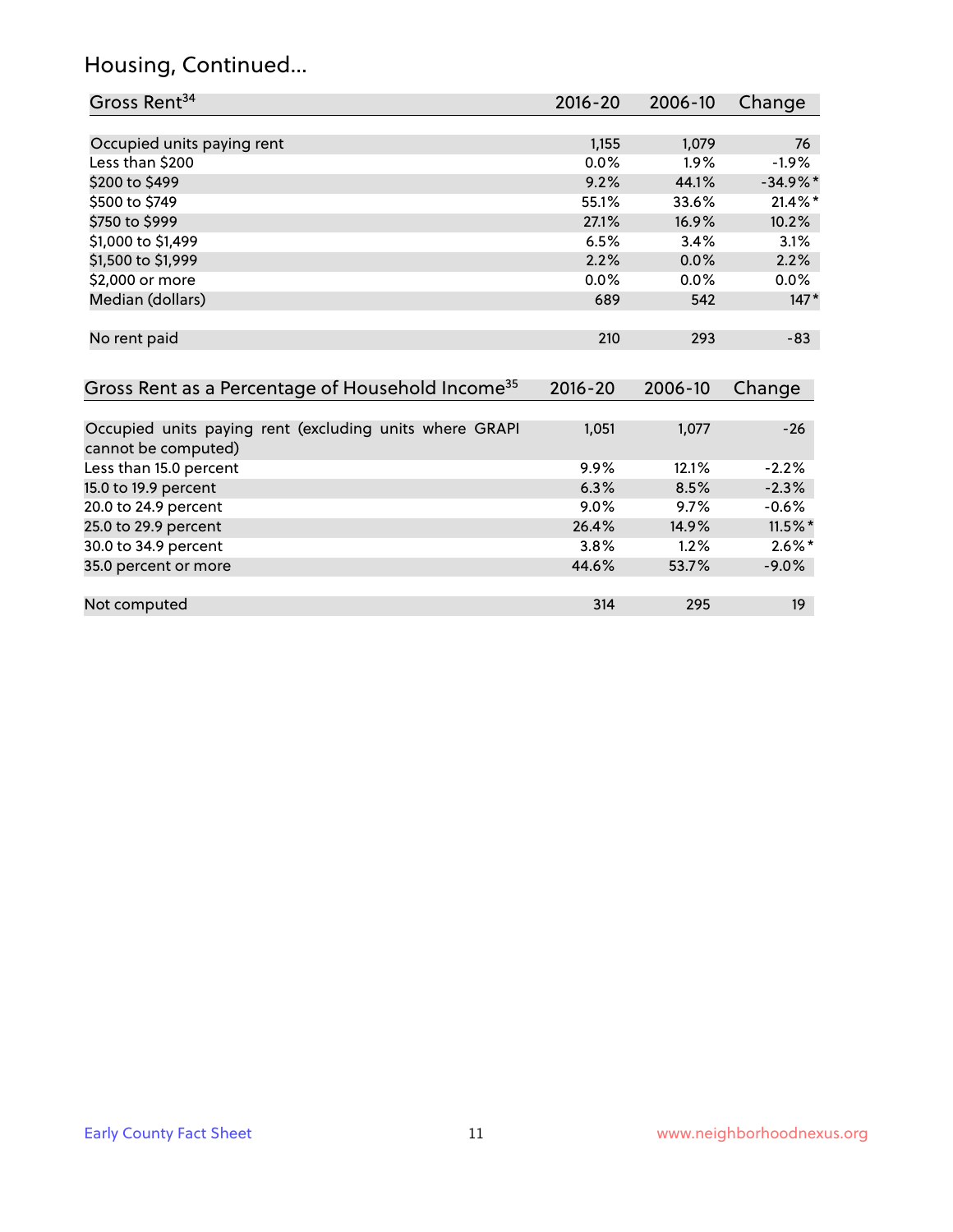## Housing, Continued...

| Gross Rent[34] | 2016-20 | 2006-10 | Change |
|---|---|---|---|
| Occupied units paying rent | 1,155 | 1,079 | 76 |
| Less than $200 | 0.0% | 1.9% | -1.9% |
| $200 to $499 | 9.2% | 44.1% | -34.9%* |
| $500 to $749 | 55.1% | 33.6% | 21.4%* |
| $750 to $999 | 27.1% | 16.9% | 10.2% |
| $1,000 to $1,499 | 6.5% | 3.4% | 3.1% |
| $1,500 to $1,999 | 2.2% | 0.0% | 2.2% |
| $2,000 or more | 0.0% | 0.0% | 0.0% |
| Median (dollars) | 689 | 542 | 147* |
| No rent paid | 210 | 293 | -83 |

| Gross Rent as a Percentage of Household Income[35] | 2016-20 | 2006-10 | Change |
|---|---|---|---|
| Occupied units paying rent (excluding units where GRAPI cannot be computed) | 1,051 | 1,077 | -26 |
| Less than 15.0 percent | 9.9% | 12.1% | -2.2% |
| 15.0 to 19.9 percent | 6.3% | 8.5% | -2.3% |
| 20.0 to 24.9 percent | 9.0% | 9.7% | -0.6% |
| 25.0 to 29.9 percent | 26.4% | 14.9% | 11.5%* |
| 30.0 to 34.9 percent | 3.8% | 1.2% | 2.6%* |
| 35.0 percent or more | 44.6% | 53.7% | -9.0% |
| Not computed | 314 | 295 | 19 |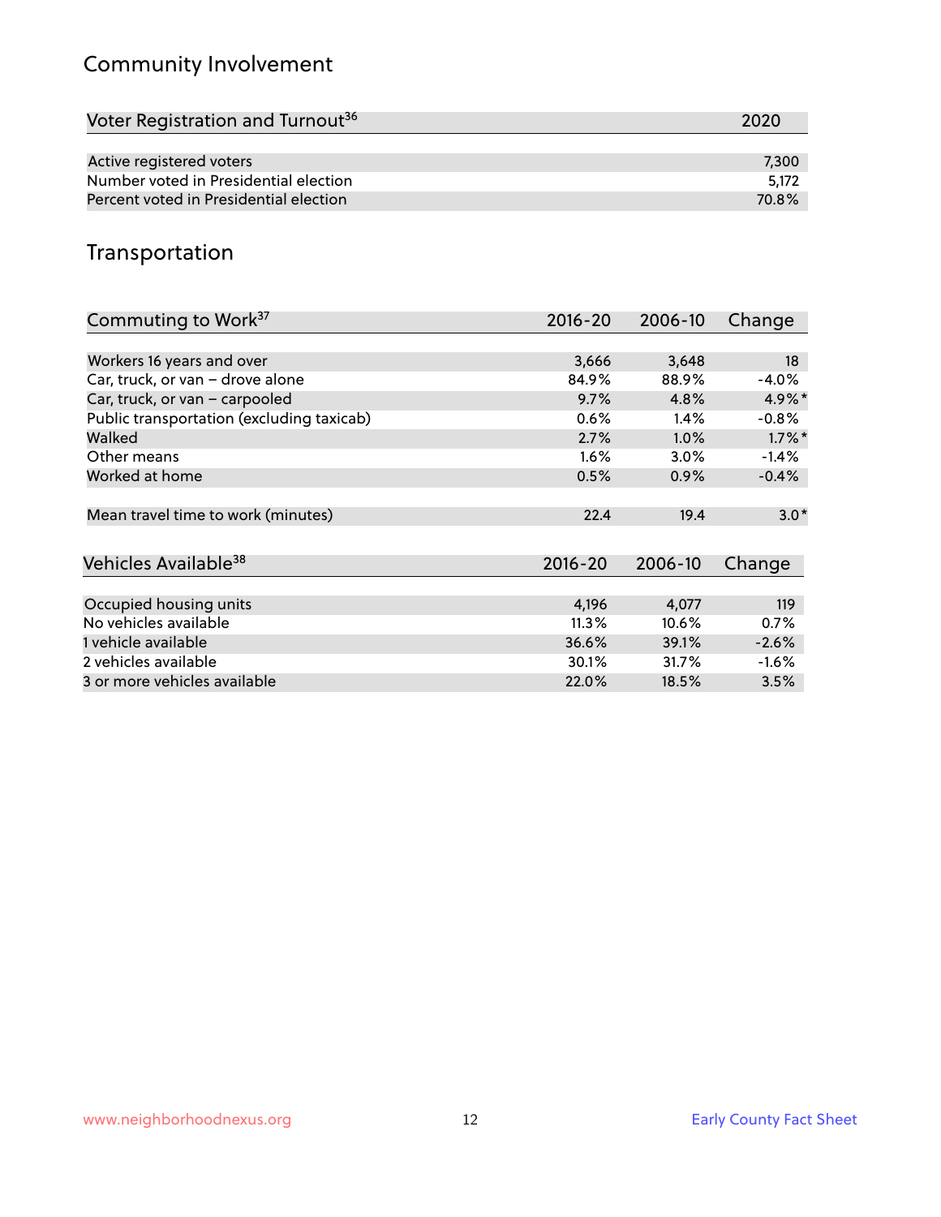## Community Involvement

| Voter Registration and Turnout[36] | 2020 |
|---|---|
| Active registered voters | 7,300 |
| Number voted in Presidential election | 5,172 |
| Percent voted in Presidential election | 70.8% |

## Transportation

| Commuting to Work[37] | 2016-20 | 2006-10 | Change |
|---|---|---|---|
| Workers 16 years and over | 3,666 | 3,648 | 18 |
| Car, truck, or van – drove alone | 84.9% | 88.9% | -4.0% |
| Car, truck, or van – carpooled | 9.7% | 4.8% | 4.9%* |
| Public transportation (excluding taxicab) | 0.6% | 1.4% | -0.8% |
| Walked | 2.7% | 1.0% | 1.7%* |
| Other means | 1.6% | 3.0% | -1.4% |
| Worked at home | 0.5% | 0.9% | -0.4% |
| Mean travel time to work (minutes) | 22.4 | 19.4 | 3.0* |

| Vehicles Available[38] | 2016-20 | 2006-10 | Change |
|---|---|---|---|
| Occupied housing units | 4,196 | 4,077 | 119 |
| No vehicles available | 11.3% | 10.6% | 0.7% |
| 1 vehicle available | 36.6% | 39.1% | -2.6% |
| 2 vehicles available | 30.1% | 31.7% | -1.6% |
| 3 or more vehicles available | 22.0% | 18.5% | 3.5% |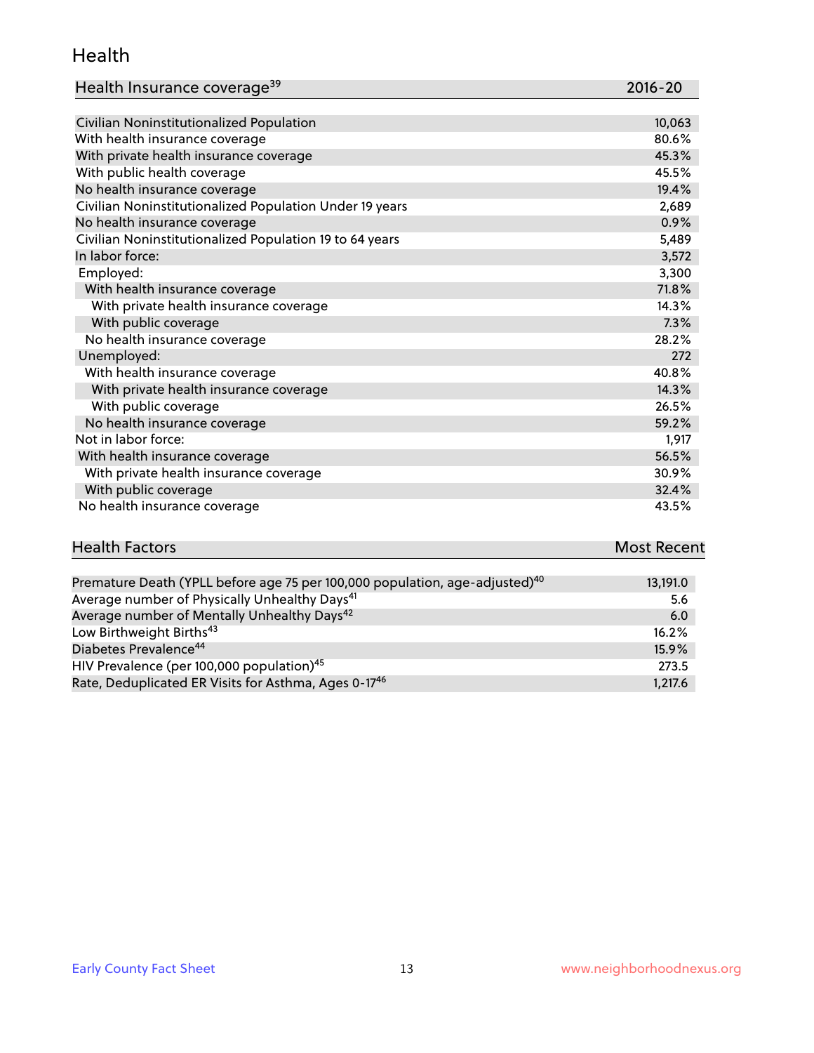## Health

| Health Insurance coverage[39] | 2016-20 |
|---|---|
| Civilian Noninstitutionalized Population | 10,063 |
| With health insurance coverage | 80.6% |
| With private health insurance coverage | 45.3% |
| With public health coverage | 45.5% |
| No health insurance coverage | 19.4% |
| Civilian Noninstitutionalized Population Under 19 years | 2,689 |
| No health insurance coverage | 0.9% |
| Civilian Noninstitutionalized Population 19 to 64 years | 5,489 |
| In labor force: | 3,572 |
| Employed: | 3,300 |
| With health insurance coverage | 71.8% |
| With private health insurance coverage | 14.3% |
| With public coverage | 7.3% |
| No health insurance coverage | 28.2% |
| Unemployed: | 272 |
| With health insurance coverage | 40.8% |
| With private health insurance coverage | 14.3% |
| With public coverage | 26.5% |
| No health insurance coverage | 59.2% |
| Not in labor force: | 1,917 |
| With health insurance coverage | 56.5% |
| With private health insurance coverage | 30.9% |
| With public coverage | 32.4% |
| No health insurance coverage | 43.5% |

| Health Factors | Most Recent |
|---|---|
| Premature Death (YPLL before age 75 per 100,000 population, age-adjusted)[40] | 13,191.0 |
| Average number of Physically Unhealthy Days[41] | 5.6 |
| Average number of Mentally Unhealthy Days[42] | 6.0 |
| Low Birthweight Births[43] | 16.2% |
| Diabetes Prevalence[44] | 15.9% |
| HIV Prevalence (per 100,000 population)[45] | 273.5 |
| Rate, Deduplicated ER Visits for Asthma, Ages 0-17[46] | 1,217.6 |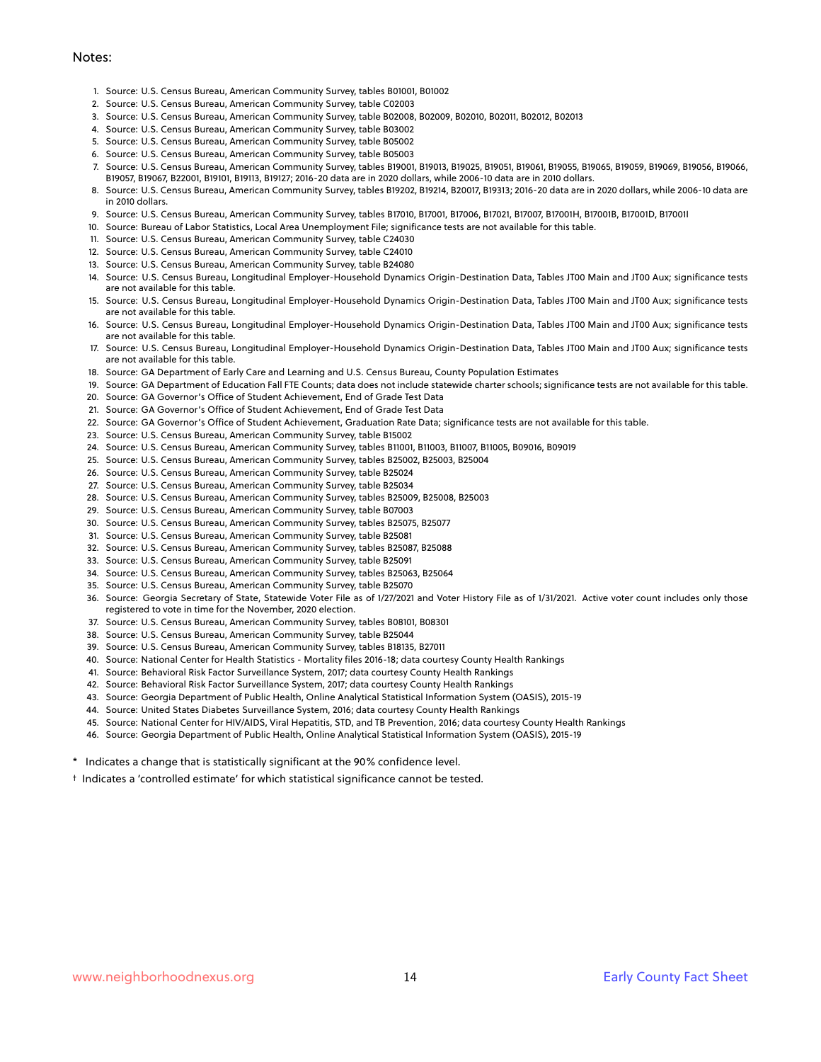Notes:

1. Source: U.S. Census Bureau, American Community Survey, tables B01001, B01002
2. Source: U.S. Census Bureau, American Community Survey, table C02003
3. Source: U.S. Census Bureau, American Community Survey, table B02008, B02009, B02010, B02011, B02012, B02013
4. Source: U.S. Census Bureau, American Community Survey, table B03002
5. Source: U.S. Census Bureau, American Community Survey, table B05002
6. Source: U.S. Census Bureau, American Community Survey, table B05003
7. Source: U.S. Census Bureau, American Community Survey, tables B19001, B19013, B19025, B19051, B19061, B19055, B19065, B19059, B19069, B19056, B19066, B19057, B19067, B22001, B19101, B19113, B19127; 2016-20 data are in 2020 dollars, while 2006-10 data are in 2010 dollars.
8. Source: U.S. Census Bureau, American Community Survey, tables B19202, B19214, B20017, B19313; 2016-20 data are in 2020 dollars, while 2006-10 data are in 2010 dollars.
9. Source: U.S. Census Bureau, American Community Survey, tables B17010, B17001, B17006, B17021, B17007, B17001H, B17001B, B17001D, B17001I
10. Source: Bureau of Labor Statistics, Local Area Unemployment File; significance tests are not available for this table.
11. Source: U.S. Census Bureau, American Community Survey, table C24030
12. Source: U.S. Census Bureau, American Community Survey, table C24010
13. Source: U.S. Census Bureau, American Community Survey, table B24080
14. Source: U.S. Census Bureau, Longitudinal Employer-Household Dynamics Origin-Destination Data, Tables JT00 Main and JT00 Aux; significance tests are not available for this table.
15. Source: U.S. Census Bureau, Longitudinal Employer-Household Dynamics Origin-Destination Data, Tables JT00 Main and JT00 Aux; significance tests are not available for this table.
16. Source: U.S. Census Bureau, Longitudinal Employer-Household Dynamics Origin-Destination Data, Tables JT00 Main and JT00 Aux; significance tests are not available for this table.
17. Source: U.S. Census Bureau, Longitudinal Employer-Household Dynamics Origin-Destination Data, Tables JT00 Main and JT00 Aux; significance tests are not available for this table.
18. Source: GA Department of Early Care and Learning and U.S. Census Bureau, County Population Estimates
19. Source: GA Department of Education Fall FTE Counts; data does not include statewide charter schools; significance tests are not available for this table.
20. Source: GA Governor's Office of Student Achievement, End of Grade Test Data
21. Source: GA Governor's Office of Student Achievement, End of Grade Test Data
22. Source: GA Governor's Office of Student Achievement, Graduation Rate Data; significance tests are not available for this table.
23. Source: U.S. Census Bureau, American Community Survey, table B15002
24. Source: U.S. Census Bureau, American Community Survey, tables B11001, B11003, B11007, B11005, B09016, B09019
25. Source: U.S. Census Bureau, American Community Survey, tables B25002, B25003, B25004
26. Source: U.S. Census Bureau, American Community Survey, table B25024
27. Source: U.S. Census Bureau, American Community Survey, table B25034
28. Source: U.S. Census Bureau, American Community Survey, tables B25009, B25008, B25003
29. Source: U.S. Census Bureau, American Community Survey, table B07003
30. Source: U.S. Census Bureau, American Community Survey, tables B25075, B25077
31. Source: U.S. Census Bureau, American Community Survey, table B25081
32. Source: U.S. Census Bureau, American Community Survey, tables B25087, B25088
33. Source: U.S. Census Bureau, American Community Survey, table B25091
34. Source: U.S. Census Bureau, American Community Survey, tables B25063, B25064
35. Source: U.S. Census Bureau, American Community Survey, table B25070
36. Source: Georgia Secretary of State, Statewide Voter File as of 1/27/2021 and Voter History File as of 1/31/2021. Active voter count includes only those registered to vote in time for the November, 2020 election.
37. Source: U.S. Census Bureau, American Community Survey, tables B08101, B08301
38. Source: U.S. Census Bureau, American Community Survey, table B25044
39. Source: U.S. Census Bureau, American Community Survey, tables B18135, B27011
40. Source: National Center for Health Statistics - Mortality files 2016-18; data courtesy County Health Rankings
41. Source: Behavioral Risk Factor Surveillance System, 2017; data courtesy County Health Rankings
42. Source: Behavioral Risk Factor Surveillance System, 2017; data courtesy County Health Rankings
43. Source: Georgia Department of Public Health, Online Analytical Statistical Information System (OASIS), 2015-19
44. Source: United States Diabetes Surveillance System, 2016; data courtesy County Health Rankings
45. Source: National Center for HIV/AIDS, Viral Hepatitis, STD, and TB Prevention, 2016; data courtesy County Health Rankings
46. Source: Georgia Department of Public Health, Online Analytical Statistical Information System (OASIS), 2015-19

\* Indicates a change that is statistically significant at the 90% confidence level.

† Indicates a 'controlled estimate' for which statistical significance cannot be tested.